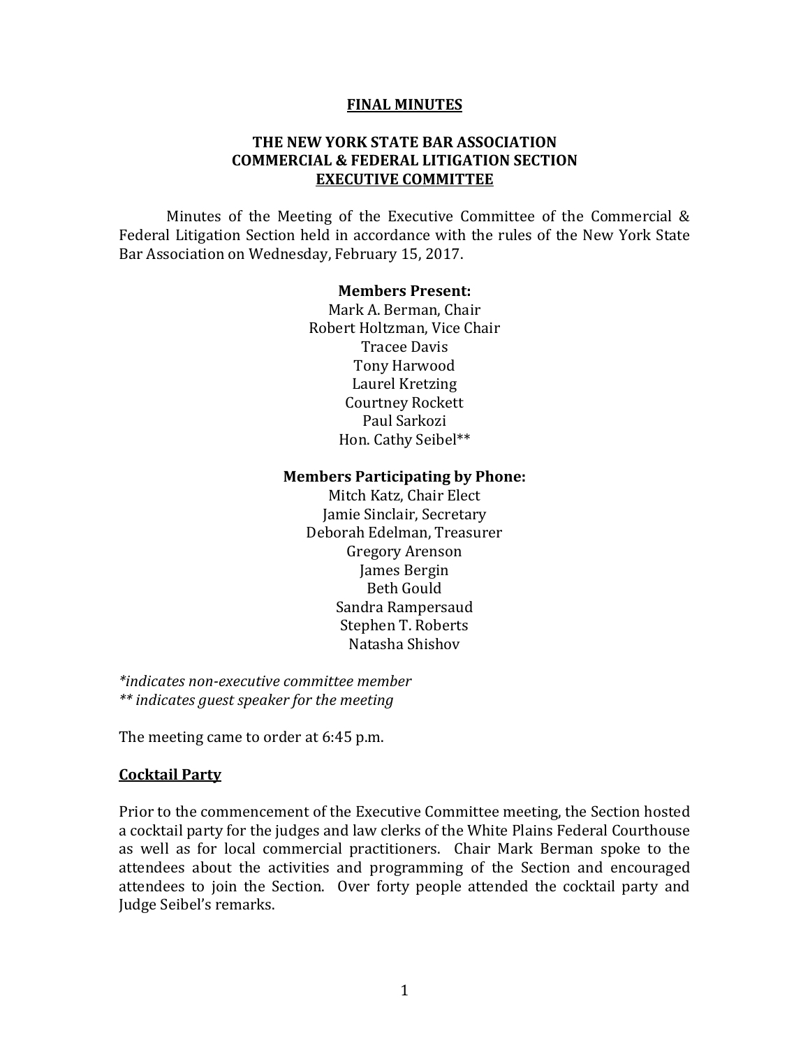**FINAL MINUTES**

**THE NEW YORK STATE BAR ASSOCIATION**
**COMMERCIAL & FEDERAL LITIGATION SECTION**
**EXECUTIVE COMMITTEE**

Minutes of the Meeting of the Executive Committee of the Commercial & Federal Litigation Section held in accordance with the rules of the New York State Bar Association on Wednesday, February 15, 2017.

**Members Present:**

Mark A. Berman, Chair
Robert Holtzman, Vice Chair
Tracee Davis
Tony Harwood
Laurel Kretzing
Courtney Rockett
Paul Sarkozi
Hon. Cathy Seibel**

**Members Participating by Phone:**

Mitch Katz, Chair Elect
Jamie Sinclair, Secretary
Deborah Edelman, Treasurer
Gregory Arenson
James Bergin
Beth Gould
Sandra Rampersaud
Stephen T. Roberts
Natasha Shishov

*\*indicates non-executive committee member*
*\*\* indicates guest speaker for the meeting*

The meeting came to order at 6:45 p.m.

**Cocktail Party**

Prior to the commencement of the Executive Committee meeting, the Section hosted a cocktail party for the judges and law clerks of the White Plains Federal Courthouse as well as for local commercial practitioners. Chair Mark Berman spoke to the attendees about the activities and programming of the Section and encouraged attendees to join the Section. Over forty people attended the cocktail party and Judge Seibel's remarks.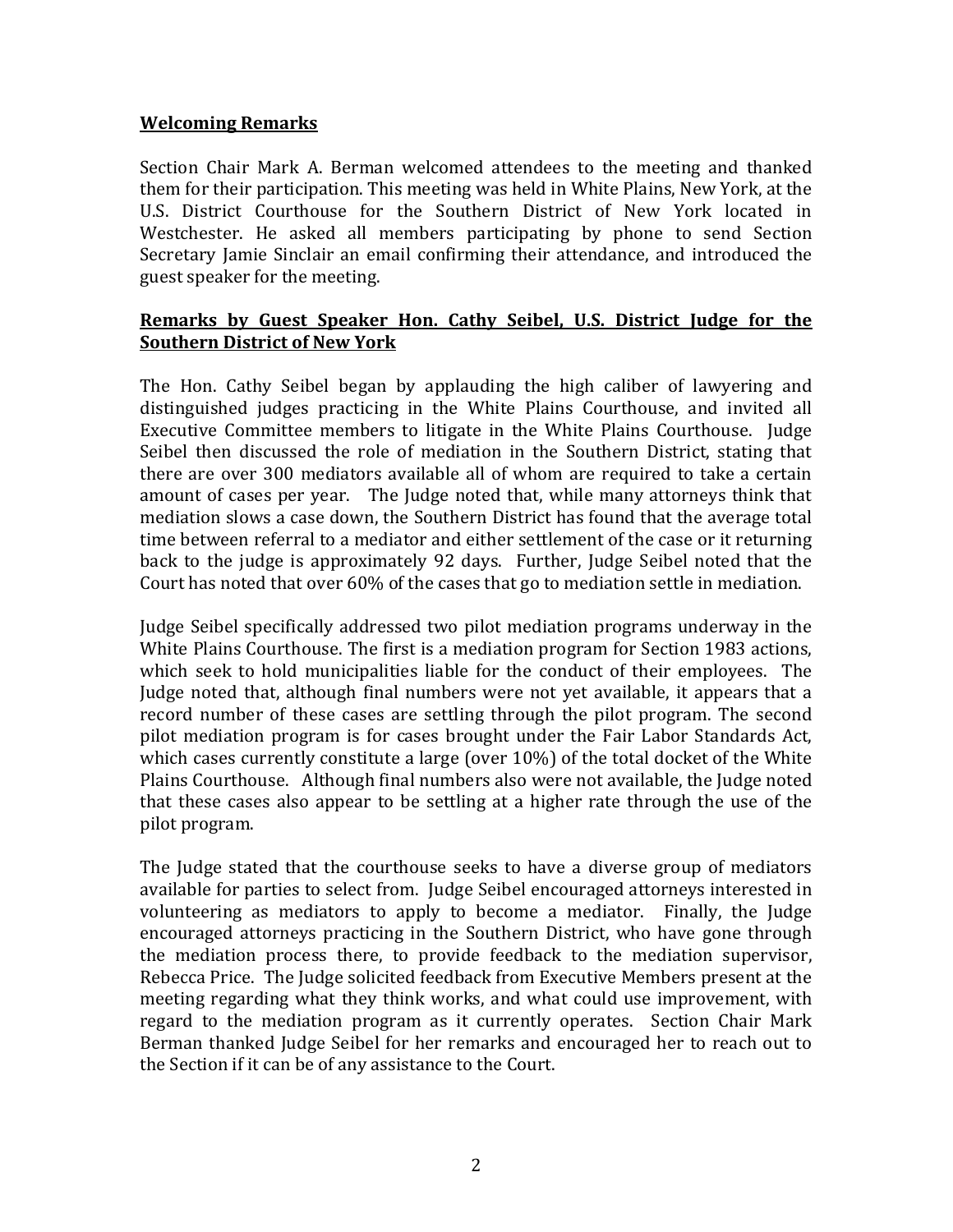**<u>Welcoming Remarks</u>**

Section Chair Mark A. Berman welcomed attendees to the meeting and thanked them for their participation. This meeting was held in White Plains, New York, at the U.S. District Courthouse for the Southern District of New York located in Westchester. He asked all members participating by phone to send Section Secretary Jamie Sinclair an email confirming their attendance, and introduced the guest speaker for the meeting.

**<u>Remarks by Guest Speaker Hon. Cathy Seibel, U.S. District Judge for the Southern District of New York</u>**

The Hon. Cathy Seibel began by applauding the high caliber of lawyering and distinguished judges practicing in the White Plains Courthouse, and invited all Executive Committee members to litigate in the White Plains Courthouse. Judge Seibel then discussed the role of mediation in the Southern District, stating that there are over 300 mediators available all of whom are required to take a certain amount of cases per year. The Judge noted that, while many attorneys think that mediation slows a case down, the Southern District has found that the average total time between referral to a mediator and either settlement of the case or it returning back to the judge is approximately 92 days. Further, Judge Seibel noted that the Court has noted that over 60% of the cases that go to mediation settle in mediation.

Judge Seibel specifically addressed two pilot mediation programs underway in the White Plains Courthouse. The first is a mediation program for Section 1983 actions, which seek to hold municipalities liable for the conduct of their employees. The Judge noted that, although final numbers were not yet available, it appears that a record number of these cases are settling through the pilot program. The second pilot mediation program is for cases brought under the Fair Labor Standards Act, which cases currently constitute a large (over 10%) of the total docket of the White Plains Courthouse. Although final numbers also were not available, the Judge noted that these cases also appear to be settling at a higher rate through the use of the pilot program.

The Judge stated that the courthouse seeks to have a diverse group of mediators available for parties to select from. Judge Seibel encouraged attorneys interested in volunteering as mediators to apply to become a mediator. Finally, the Judge encouraged attorneys practicing in the Southern District, who have gone through the mediation process there, to provide feedback to the mediation supervisor, Rebecca Price. The Judge solicited feedback from Executive Members present at the meeting regarding what they think works, and what could use improvement, with regard to the mediation program as it currently operates. Section Chair Mark Berman thanked Judge Seibel for her remarks and encouraged her to reach out to the Section if it can be of any assistance to the Court.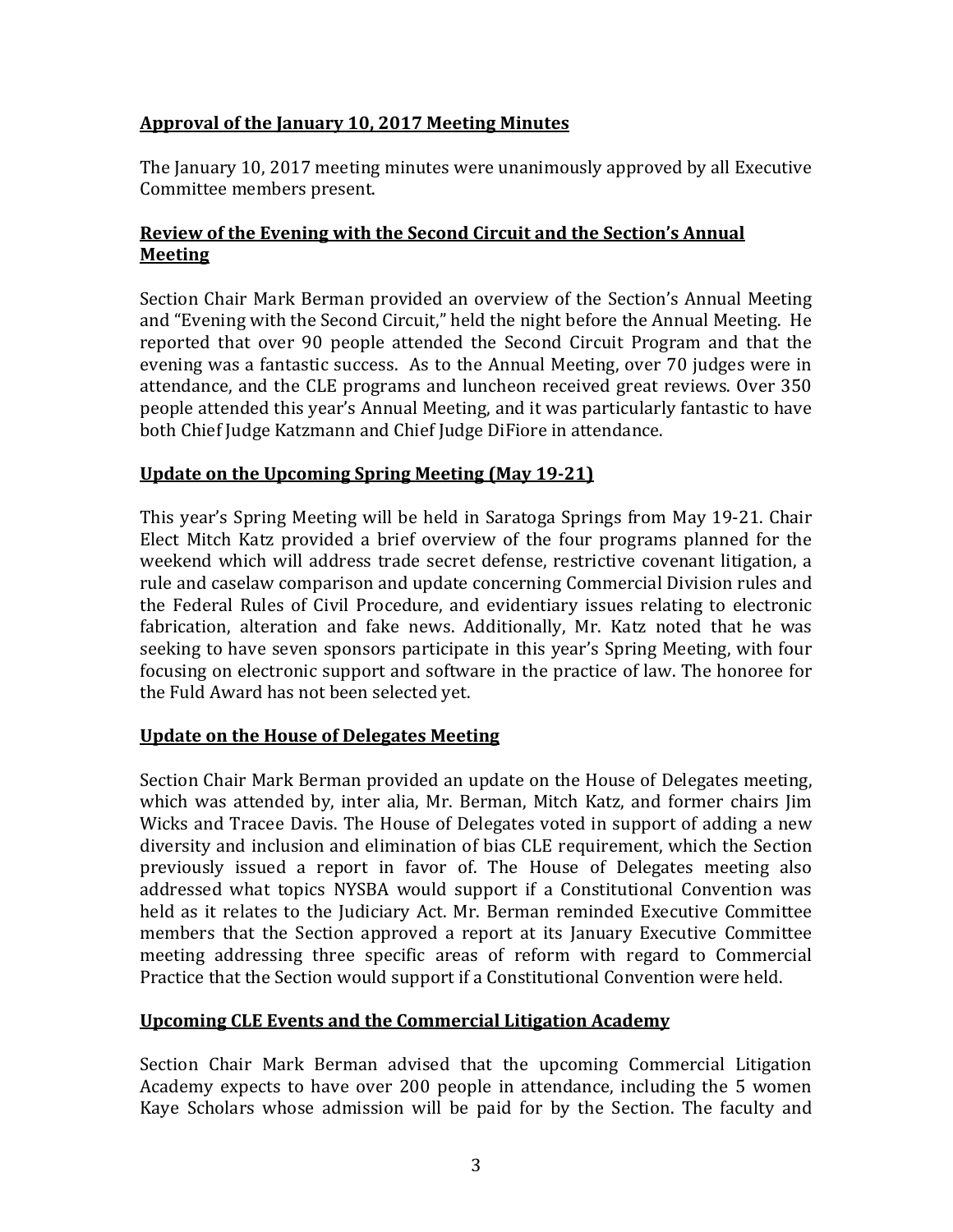**Approval of the January 10, 2017 Meeting Minutes**

The January 10, 2017 meeting minutes were unanimously approved by all Executive Committee members present.

**Review of the Evening with the Second Circuit and the Section's Annual Meeting**

Section Chair Mark Berman provided an overview of the Section's Annual Meeting and "Evening with the Second Circuit," held the night before the Annual Meeting. He reported that over 90 people attended the Second Circuit Program and that the evening was a fantastic success. As to the Annual Meeting, over 70 judges were in attendance, and the CLE programs and luncheon received great reviews. Over 350 people attended this year's Annual Meeting, and it was particularly fantastic to have both Chief Judge Katzmann and Chief Judge DiFiore in attendance.

**Update on the Upcoming Spring Meeting (May 19-21)**

This year's Spring Meeting will be held in Saratoga Springs from May 19-21. Chair Elect Mitch Katz provided a brief overview of the four programs planned for the weekend which will address trade secret defense, restrictive covenant litigation, a rule and caselaw comparison and update concerning Commercial Division rules and the Federal Rules of Civil Procedure, and evidentiary issues relating to electronic fabrication, alteration and fake news. Additionally, Mr. Katz noted that he was seeking to have seven sponsors participate in this year's Spring Meeting, with four focusing on electronic support and software in the practice of law. The honoree for the Fuld Award has not been selected yet.

**Update on the House of Delegates Meeting**

Section Chair Mark Berman provided an update on the House of Delegates meeting, which was attended by, inter alia, Mr. Berman, Mitch Katz, and former chairs Jim Wicks and Tracee Davis. The House of Delegates voted in support of adding a new diversity and inclusion and elimination of bias CLE requirement, which the Section previously issued a report in favor of. The House of Delegates meeting also addressed what topics NYSBA would support if a Constitutional Convention was held as it relates to the Judiciary Act. Mr. Berman reminded Executive Committee members that the Section approved a report at its January Executive Committee meeting addressing three specific areas of reform with regard to Commercial Practice that the Section would support if a Constitutional Convention were held.

**Upcoming CLE Events and the Commercial Litigation Academy**

Section Chair Mark Berman advised that the upcoming Commercial Litigation Academy expects to have over 200 people in attendance, including the 5 women Kaye Scholars whose admission will be paid for by the Section. The faculty and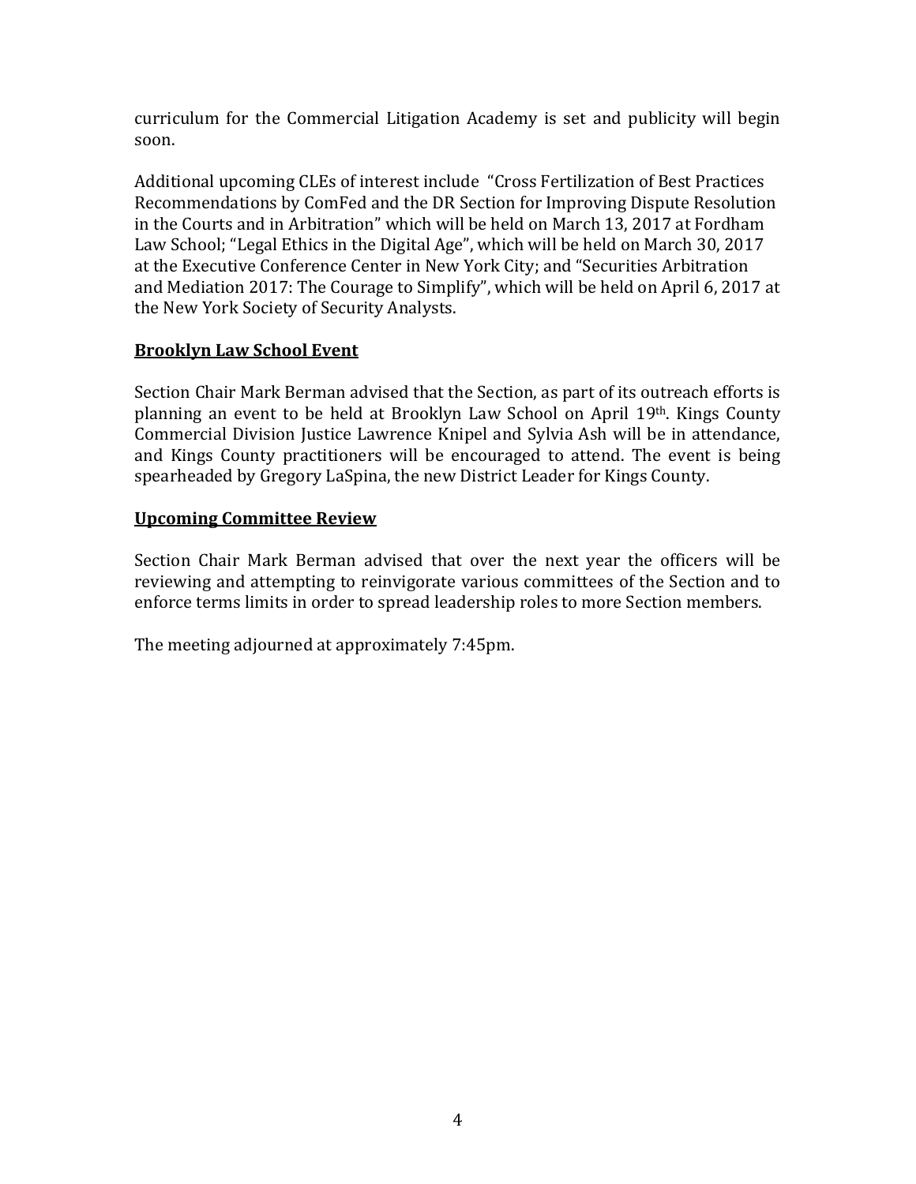curriculum for the Commercial Litigation Academy is set and publicity will begin soon.

Additional upcoming CLEs of interest include "Cross Fertilization of Best Practices Recommendations by ComFed and the DR Section for Improving Dispute Resolution in the Courts and in Arbitration" which will be held on March 13, 2017 at Fordham Law School; "Legal Ethics in the Digital Age", which will be held on March 30, 2017 at the Executive Conference Center in New York City; and "Securities Arbitration and Mediation 2017: The Courage to Simplify", which will be held on April 6, 2017 at the New York Society of Security Analysts.

**Brooklyn Law School Event**

Section Chair Mark Berman advised that the Section, as part of its outreach efforts is planning an event to be held at Brooklyn Law School on April 19th. Kings County Commercial Division Justice Lawrence Knipel and Sylvia Ash will be in attendance, and Kings County practitioners will be encouraged to attend. The event is being spearheaded by Gregory LaSpina, the new District Leader for Kings County.

**Upcoming Committee Review**

Section Chair Mark Berman advised that over the next year the officers will be reviewing and attempting to reinvigorate various committees of the Section and to enforce terms limits in order to spread leadership roles to more Section members.

The meeting adjourned at approximately 7:45pm.